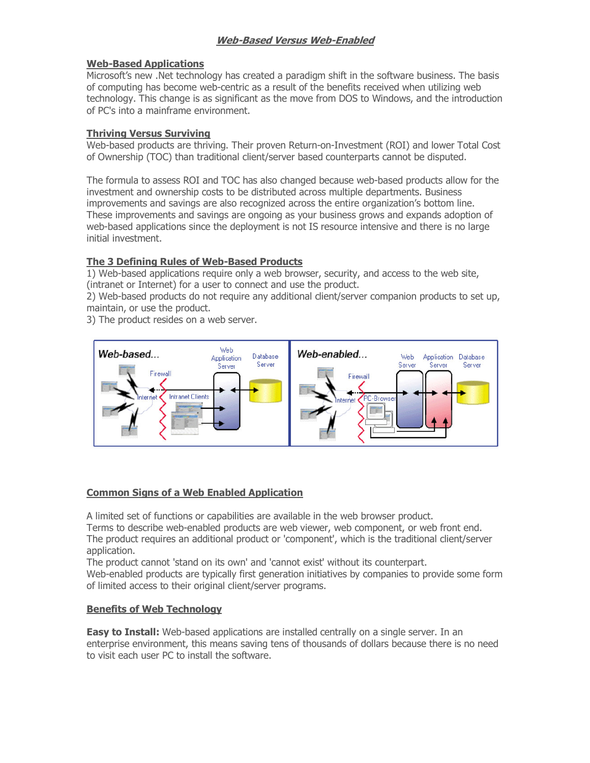# *Web-Based Versus Web-Enabled*

## Web-Based Applications

Microsoft's new .Net technology has created a paradigm shift in the software business. The basis of computing has become web-centric as a result of the benefits received when utilizing web technology. This change is as significant as the move from DOS to Windows, and the introduction of PC's into a mainframe environment.

## Thriving Versus Surviving

Web-based products are thriving. Their proven Return-on-Investment (ROI) and lower Total Cost of Ownership (TOC) than traditional client/server based counterparts cannot be disputed.

The formula to assess ROI and TOC has also changed because web-based products allow for the investment and ownership costs to be distributed across multiple departments. Business improvements and savings are also recognized across the entire organization's bottom line. These improvements and savings are ongoing as your business grows and expands adoption of web-based applications since the deployment is not IS resource intensive and there is no large initial investment.

## The 3 Defining Rules of Web-Based Products

1) Web-based applications require only a web browser, security, and access to the web site, (intranet or Internet) for a user to connect and use the product.
2) Web-based products do not require any additional client/server companion products to set up, maintain, or use the product.
3) The product resides on a web server.

## Common Signs of a Web Enabled Application

A limited set of functions or capabilities are available in the web browser product.
Terms to describe web-enabled products are web viewer, web component, or web front end.
The product requires an additional product or 'component', which is the traditional client/server application.
The product cannot 'stand on its own' and 'cannot exist' without its counterpart.
Web-enabled products are typically first generation initiatives by companies to provide some form of limited access to their original client/server programs.

## Benefits of Web Technology

**Easy to Install:** Web-based applications are installed centrally on a single server. In an enterprise environment, this means saving tens of thousands of dollars because there is no need to visit each user PC to install the software.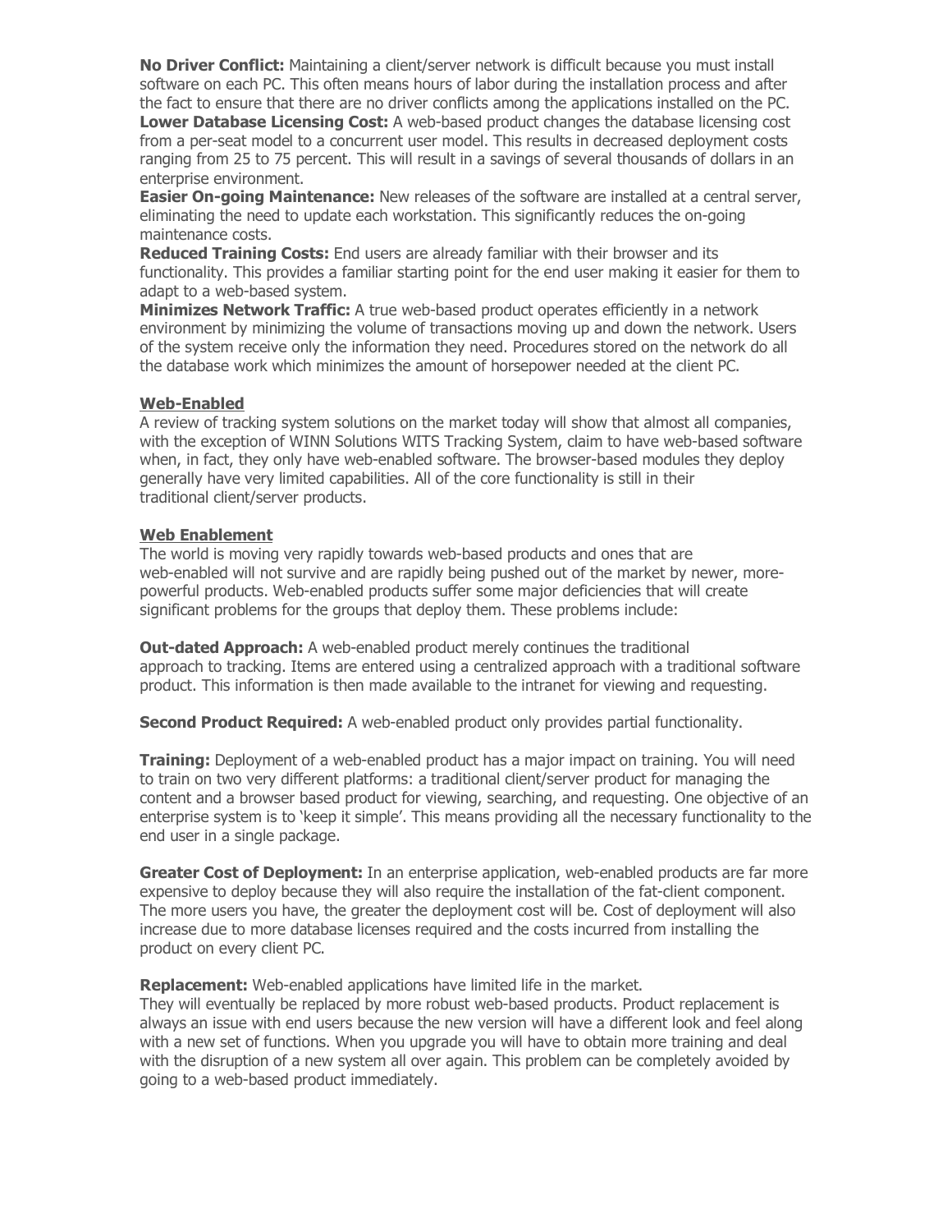**No Driver Conflict:** Maintaining a client/server network is difficult because you must install software on each PC. This often means hours of labor during the installation process and after the fact to ensure that there are no driver conflicts among the applications installed on the PC.
**Lower Database Licensing Cost:** A web-based product changes the database licensing cost from a per-seat model to a concurrent user model. This results in decreased deployment costs ranging from 25 to 75 percent. This will result in a savings of several thousands of dollars in an enterprise environment.
**Easier On-going Maintenance:** New releases of the software are installed at a central server, eliminating the need to update each workstation. This significantly reduces the on-going maintenance costs.
**Reduced Training Costs:** End users are already familiar with their browser and its functionality. This provides a familiar starting point for the end user making it easier for them to adapt to a web-based system.
**Minimizes Network Traffic:** A true web-based product operates efficiently in a network environment by minimizing the volume of transactions moving up and down the network. Users of the system receive only the information they need. Procedures stored on the network do all the database work which minimizes the amount of horsepower needed at the client PC.

## Web-Enabled

A review of tracking system solutions on the market today will show that almost all companies, with the exception of WINN Solutions WITS Tracking System, claim to have web-based software when, in fact, they only have web-enabled software. The browser-based modules they deploy generally have very limited capabilities. All of the core functionality is still in their traditional client/server products.

## Web Enablement

The world is moving very rapidly towards web-based products and ones that are web-enabled will not survive and are rapidly being pushed out of the market by newer, more-powerful products. Web-enabled products suffer some major deficiencies that will create significant problems for the groups that deploy them. These problems include:

**Out-dated Approach:** A web-enabled product merely continues the traditional approach to tracking. Items are entered using a centralized approach with a traditional software product. This information is then made available to the intranet for viewing and requesting.

**Second Product Required:** A web-enabled product only provides partial functionality.

**Training:** Deployment of a web-enabled product has a major impact on training. You will need to train on two very different platforms: a traditional client/server product for managing the content and a browser based product for viewing, searching, and requesting. One objective of an enterprise system is to 'keep it simple'. This means providing all the necessary functionality to the end user in a single package.

**Greater Cost of Deployment:** In an enterprise application, web-enabled products are far more expensive to deploy because they will also require the installation of the fat-client component. The more users you have, the greater the deployment cost will be. Cost of deployment will also increase due to more database licenses required and the costs incurred from installing the product on every client PC.

**Replacement:** Web-enabled applications have limited life in the market.
They will eventually be replaced by more robust web-based products. Product replacement is always an issue with end users because the new version will have a different look and feel along with a new set of functions. When you upgrade you will have to obtain more training and deal with the disruption of a new system all over again. This problem can be completely avoided by going to a web-based product immediately.